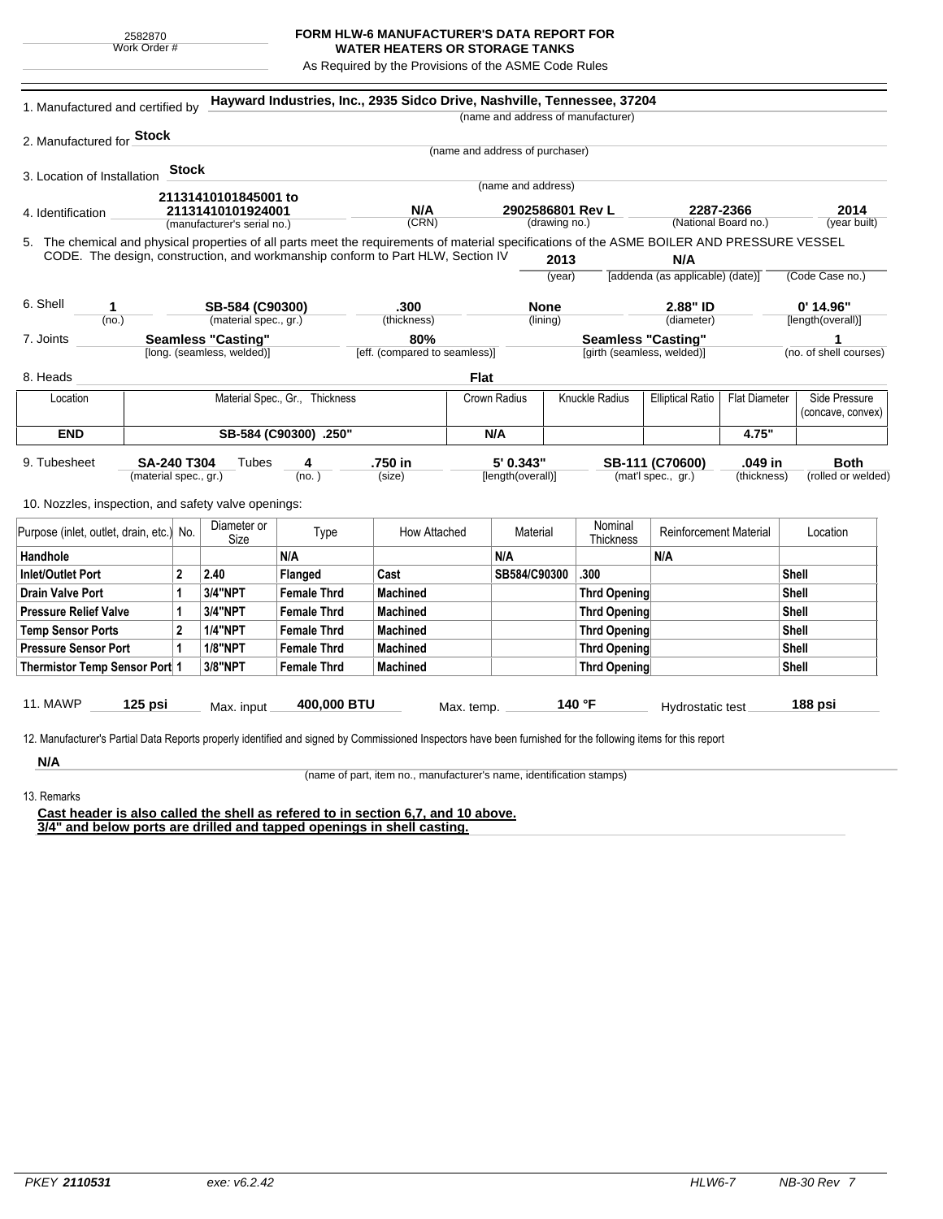2582870
Work Order #

# FORM HLW-6 MANUFACTURER'S DATA REPORT FOR WATER HEATERS OR STORAGE TANKS

As Required by the Provisions of the ASME Code Rules

1. Manufactured and certified by **Hayward Industries, Inc., 2935 Sidco Drive, Nashville, Tennessee, 37204**
(name and address of manufacturer)

2. Manufactured for **Stock**
(name and address of purchaser)

3. Location of Installation **Stock**
(name and address)

4. Identification **21131410101845001 to 21131410101924001** (manufacturer's serial no.) **N/A** (CRN) **2902586801 Rev L** (drawing no.) **2287-2366** (National Board no.) **2014** (year built)

5. The chemical and physical properties of all parts meet the requirements of material specifications of the ASME BOILER AND PRESSURE VESSEL CODE. The design, construction, and workmanship conform to Part HLW, Section IV **2013** (year) **N/A** [addenda (as applicable) (date)] (Code Case no.)

6. Shell **1** (no.) **SB-584 (C90300)** (material spec., gr.) **.300** (thickness) **None** (lining) **2.88" ID** (diameter) **0' 14.96"** [length(overall)]

7. Joints **Seamless "Casting"** [long. (seamless, welded)] **80%** [eff. (compared to seamless)] **Seamless "Casting"** [girth (seamless, welded)] **1** (no. of shell courses)

8. Heads **Flat**

| Location | Material Spec., Gr., Thickness | Crown Radius | Knuckle Radius | Elliptical Ratio | Flat Diameter | Side Pressure (concave, convex) |
|---|---|---|---|---|---|---|
| **END** | **SB-584 (C90300) .250"** | **N/A** | | | **4.75"** | |

9. Tubesheet **SA-240 T304** (material spec., gr.) Tubes **4** (no.) **.750 in** (size) **5' 0.343"** [length(overall)] **SB-111 (C70600)** (mat'l spec., gr.) **.049 in** (thickness) **Both** (rolled or welded)

10. Nozzles, inspection, and safety valve openings:

| Purpose (inlet, outlet, drain, etc.) | No. | Diameter or Size | Type | How Attached | Material | Nominal Thickness | Reinforcement Material | Location |
|---|---|---|---|---|---|---|---|---|
| **Handhole** | | | **N/A** | | **N/A** | | **N/A** | |
| **Inlet/Outlet Port** | **2** | **2.40** | **Flanged** | **Cast** | **SB584/C90300** | **.300** | | **Shell** |
| **Drain Valve Port** | **1** | **3/4"NPT** | **Female Thrd** | **Machined** | | **Thrd Opening** | | **Shell** |
| **Pressure Relief Valve** | **1** | **3/4"NPT** | **Female Thrd** | **Machined** | | **Thrd Opening** | | **Shell** |
| **Temp Sensor Ports** | **2** | **1/4"NPT** | **Female Thrd** | **Machined** | | **Thrd Opening** | | **Shell** |
| **Pressure Sensor Port** | **1** | **1/8"NPT** | **Female Thrd** | **Machined** | | **Thrd Opening** | | **Shell** |
| **Thermistor Temp Sensor Port** | **1** | **3/8"NPT** | **Female Thrd** | **Machined** | | **Thrd Opening** | | **Shell** |

11. MAWP **125 psi** Max. input **400,000 BTU** Max. temp. **140 °F** Hydrostatic test **188 psi**

12. Manufacturer's Partial Data Reports properly identified and signed by Commissioned Inspectors have been furnished for the following items for this report

**N/A**
(name of part, item no., manufacturer's name, identification stamps)

13. Remarks

**Cast header is also called the shell as refered to in section 6,7, and 10 above.**
**3/4" and below ports are drilled and tapped openings in shell casting.**

PKEY **2110531** exe: v6.2.42 HLW6-7 NB-30 Rev 7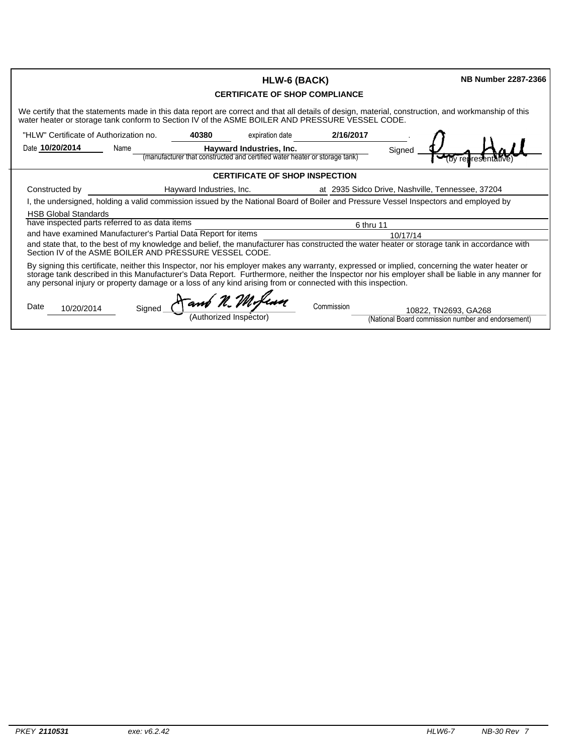## HLW-6 (BACK)

**NB Number 2287-2366**

### CERTIFICATE OF SHOP COMPLIANCE

We certify that the statements made in this data report are correct and that all details of design, material, construction, and workmanship of this water heater or storage tank conform to Section IV of the ASME BOILER AND PRESSURE VESSEL CODE.

"HLW" Certificate of Authorization no. **40380** expiration date **2/16/2017** .

Date **10/20/2014** Name **Hayward Industries, Inc.** Signed Perry Hall
(manufacturer that constructed and certified water heater or storage tank) (by representative)

### CERTIFICATE OF SHOP INSPECTION

Constructed by Hayward Industries, Inc. at 2935 Sidco Drive, Nashville, Tennessee, 37204

I, the undersigned, holding a valid commission issued by the National Board of Boiler and Pressure Vessel Inspectors and employed by HSB Global Standards

have inspected parts referred to as data items 6 thru 11

and have examined Manufacturer's Partial Data Report for items 10/17/14

and state that, to the best of my knowledge and belief, the manufacturer has constructed the water heater or storage tank in accordance with Section IV of the ASME BOILER AND PRESSURE VESSEL CODE.

By signing this certificate, neither this Inspector, nor his employer makes any warranty, expressed or implied, concerning the water heater or storage tank described in this Manufacturer's Data Report. Furthermore, neither the Inspector nor his employer shall be liable in any manner for any personal injury or property damage or a loss of any kind arising from or connected with this inspection.

Date 10/20/2014 Signed David R. McJunkin Commission 10822, TN2693, GA268
(Authorized Inspector) (National Board commission number and endorsement)

*PKEY 2110531* *exe: v6.2.42* *HLW6-7* *NB-30 Rev 7*